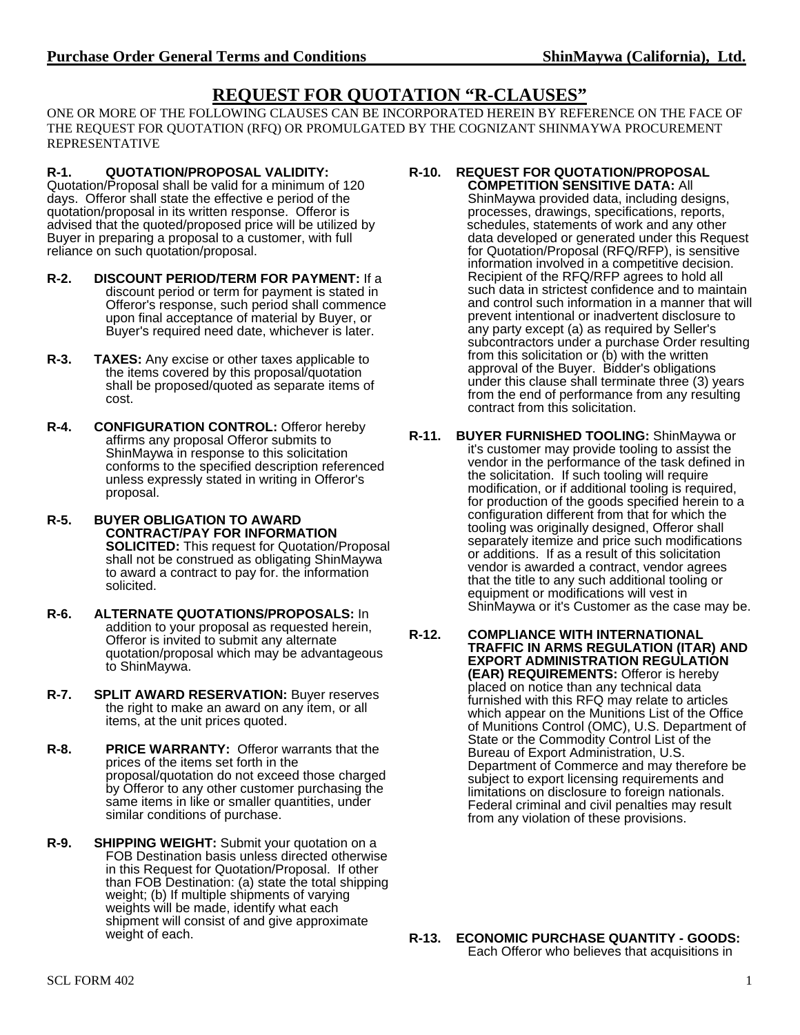# REQUEST FOR QUOTATION "R-CLAUSES"

ONE OR MORE OF THE FOLLOWING CLAUSES CAN BE INCORPORATED HEREIN BY REFERENCE ON THE FACE OF THE REQUEST FOR QUOTATION (RFQ) OR PROMULGATED BY THE COGNIZANT SHINMAYWA PROCUREMENT REPRESENTATIVE

**R-1. QUOTATION/PROPOSAL VALIDITY:** Quotation/Proposal shall be valid for a minimum of 120 days. Offeror shall state the effective e period of the quotation/proposal in its written response. Offeror is advised that the quoted/proposed price will be utilized by Buyer in preparing a proposal to a customer, with full reliance on such quotation/proposal.

**R-2. DISCOUNT PERIOD/TERM FOR PAYMENT:** If a discount period or term for payment is stated in Offeror's response, such period shall commence upon final acceptance of material by Buyer, or Buyer's required need date, whichever is later.

**R-3. TAXES:** Any excise or other taxes applicable to the items covered by this proposal/quotation shall be proposed/quoted as separate items of cost.

**R-4. CONFIGURATION CONTROL:** Offeror hereby affirms any proposal Offeror submits to ShinMaywa in response to this solicitation conforms to the specified description referenced unless expressly stated in writing in Offeror's proposal.

**R-5. BUYER OBLIGATION TO AWARD CONTRACT/PAY FOR INFORMATION SOLICITED:** This request for Quotation/Proposal shall not be construed as obligating ShinMaywa to award a contract to pay for. the information solicited.

**R-6. ALTERNATE QUOTATIONS/PROPOSALS:** In addition to your proposal as requested herein, Offeror is invited to submit any alternate quotation/proposal which may be advantageous to ShinMaywa.

**R-7. SPLIT AWARD RESERVATION:** Buyer reserves the right to make an award on any item, or all items, at the unit prices quoted.

**R-8. PRICE WARRANTY:** Offeror warrants that the prices of the items set forth in the proposal/quotation do not exceed those charged by Offeror to any other customer purchasing the same items in like or smaller quantities, under similar conditions of purchase.

**R-9. SHIPPING WEIGHT:** Submit your quotation on a FOB Destination basis unless directed otherwise in this Request for Quotation/Proposal. If other than FOB Destination: (a) state the total shipping weight; (b) If multiple shipments of varying weights will be made, identify what each shipment will consist of and give approximate weight of each.

**R-10. REQUEST FOR QUOTATION/PROPOSAL COMPETITION SENSITIVE DATA:** All ShinMaywa provided data, including designs, processes, drawings, specifications, reports, schedules, statements of work and any other data developed or generated under this Request for Quotation/Proposal (RFQ/RFP), is sensitive information involved in a competitive decision. Recipient of the RFQ/RFP agrees to hold all such data in strictest confidence and to maintain and control such information in a manner that will prevent intentional or inadvertent disclosure to any party except (a) as required by Seller's subcontractors under a purchase Order resulting from this solicitation or (b) with the written approval of the Buyer. Bidder's obligations under this clause shall terminate three (3) years from the end of performance from any resulting contract from this solicitation.

**R-11. BUYER FURNISHED TOOLING:** ShinMaywa or it's customer may provide tooling to assist the vendor in the performance of the task defined in the solicitation. If such tooling will require modification, or if additional tooling is required, for production of the goods specified herein to a configuration different from that for which the tooling was originally designed, Offeror shall separately itemize and price such modifications or additions. If as a result of this solicitation vendor is awarded a contract, vendor agrees that the title to any such additional tooling or equipment or modifications will vest in ShinMaywa or it's Customer as the case may be.

**R-12. COMPLIANCE WITH INTERNATIONAL TRAFFIC IN ARMS REGULATION (ITAR) AND EXPORT ADMINISTRATION REGULATION (EAR) REQUIREMENTS:** Offeror is hereby placed on notice than any technical data furnished with this RFQ may relate to articles which appear on the Munitions List of the Office of Munitions Control (OMC), U.S. Department of State or the Commodity Control List of the Bureau of Export Administration, U.S. Department of Commerce and may therefore be subject to export licensing requirements and limitations on disclosure to foreign nationals. Federal criminal and civil penalties may result from any violation of these provisions.

**R-13. ECONOMIC PURCHASE QUANTITY - GOODS:** Each Offeror who believes that acquisitions in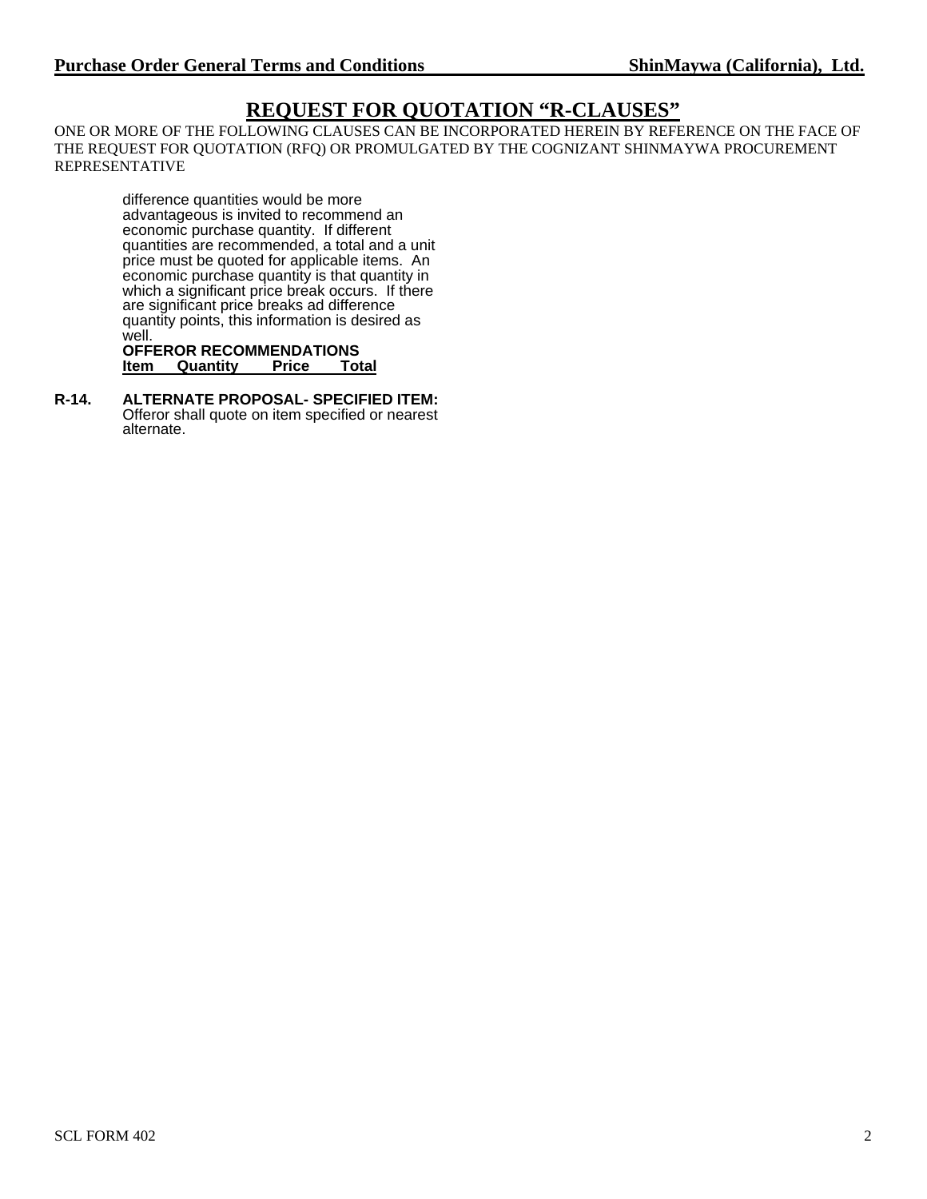# REQUEST FOR QUOTATION "R-CLAUSES"

ONE OR MORE OF THE FOLLOWING CLAUSES CAN BE INCORPORATED HEREIN BY REFERENCE ON THE FACE OF THE REQUEST FOR QUOTATION (RFQ) OR PROMULGATED BY THE COGNIZANT SHINMAYWA PROCUREMENT REPRESENTATIVE

difference quantities would be more advantageous is invited to recommend an economic purchase quantity. If different quantities are recommended, a total and a unit price must be quoted for applicable items. An economic purchase quantity is that quantity in which a significant price break occurs. If there are significant price breaks ad difference quantity points, this information is desired as well.

**OFFEROR RECOMMENDATIONS**

| Item | Quantity | Price | Total |
|---|---|---|---|

**R-14. ALTERNATE PROPOSAL- SPECIFIED ITEM:** Offeror shall quote on item specified or nearest alternate.